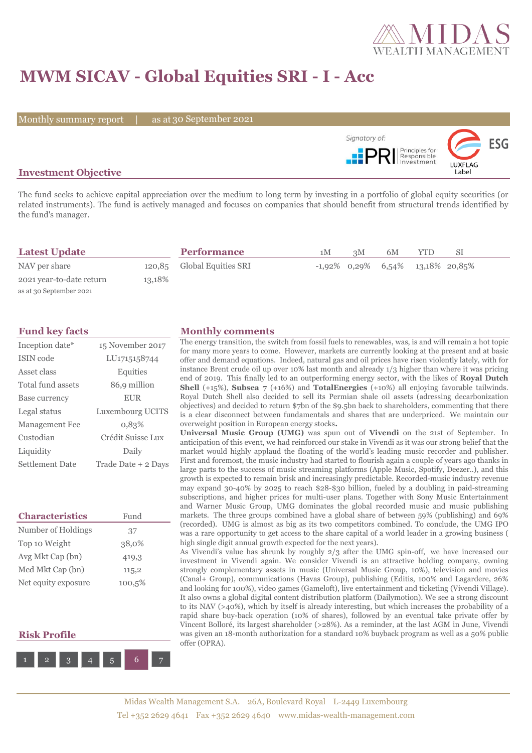# MWM SICAV - Global Equities SRI - I - Acc

Monthly summary report | as at 30 September 2021

Signatory of: PRI Principles for Responsible Investment

LUXFLAG Label ESG

## Investment Objective

The fund seeks to achieve capital appreciation over the medium to long term by investing in a portfolio of global equity securities (or related instruments). The fund is actively managed and focuses on companies that should benefit from structural trends identified by the fund's manager.

## Latest Update

| | |
|---|---|
| NAV per share | 120,85 |
| 2021 year-to-date return | 13,18% |

as at 30 September 2021

## Performance

| | 1M | 3M | 6M | YTD | SI |
|---|---|---|---|---|---|
| Global Equities SRI | -1,92% | 0,29% | 6,54% | 13,18% | 20,85% |

## Fund key facts

| | |
|---|---|
| Inception date* | 15 November 2017 |
| ISIN code | LU1715158744 |
| Asset class | Equities |
| Total fund assets | 86,9 million |
| Base currency | EUR |
| Legal status | Luxembourg UCITS |
| Management Fee | 0,83% |
| Custodian | Crédit Suisse Lux |
| Liquidity | Daily |
| Settlement Date | Trade Date + 2 Days |

## Characteristics

| Characteristics | Fund |
|---|---|
| Number of Holdings | 37 |
| Top 10 Weight | 38,0% |
| Avg Mkt Cap (bn) | 419,3 |
| Med Mkt Cap (bn) | 115,2 |
| Net equity exposure | 100,5% |

## Risk Profile

1 2 3 4 5 **6** 7

## Monthly comments

The energy transition, the switch from fossil fuels to renewables, was, is and will remain a hot topic for many more years to come. However, markets are currently looking at the present and at basic offer and demand equations. Indeed, natural gas and oil prices have risen violently lately, with for instance Brent crude oil up over 10% last month and already 1/3 higher than where it was pricing end of 2019. This finally led to an outperforming energy sector, with the likes of **Royal Dutch Shell** (+15%), **Subsea 7** (+16%) and **TotalEnergies** (+10%) all enjoying favorable tailwinds. Royal Dutch Shell also decided to sell its Permian shale oil assets (adressing decarbonization objectives) and decided to return $7bn of the $9.5bn back to shareholders, commenting that there is a clear disconnect between fundamentals and shares that are underpriced. We maintain our overweight position in European energy stocks**.**

**Universal Music Group (UMG)** was spun out of **Vivendi** on the 21st of September. In anticipation of this event, we had reinforced our stake in Vivendi as it was our strong belief that the market would highly applaud the floating of the world's leading music recorder and publisher. First and foremost, the music industry had started to flourish again a couple of years ago thanks in large parts to the success of music streaming platforms (Apple Music, Spotify, Deezer..), and this growth is expected to remain brisk and increasingly predictable. Recorded-music industry revenue may expand 30-40% by 2025 to reach $28-$30 billion, fueled by a doubling in paid-streaming subscriptions, and higher prices for multi-user plans. Together with Sony Music Entertainment and Warner Music Group, UMG dominates the global recorded music and music publishing markets. The three groups combined have a global share of between 59% (publishing) and 69% (recorded). UMG is almost as big as its two competitors combined. To conclude, the UMG IPO was a rare opportunity to get access to the share capital of a world leader in a growing business ( high single digit annual growth expected for the next years).

As Vivendi's value has shrunk by roughly 2/3 after the UMG spin-off, we have increased our investment in Vivendi again. We consider Vivendi is an attractive holding company, owning strongly complementary assets in music (Universal Music Group, 10%), television and movies (Canal+ Group), communications (Havas Group), publishing (Editis, 100% and Lagardere, 26% and looking for 100%), video games (Gameloft), live entertainment and ticketing (Vivendi Village). It also owns a global digital content distribution platform (Dailymotion). We see a strong discount to its NAV (>40%), which by itself is already interesting, but which increases the probability of a rapid share buy-back operation (10% of shares), followed by an eventual take private offer by Vincent Bolloré, its largest shareholder (>28%). As a reminder, at the last AGM in June, Vivendi was given an 18-month authorization for a standard 10% buyback program as well as a 50% public offer (OPRA).

Midas Wealth Management S.A. 26A, Boulevard Royal L-2449 Luxembourg
Tel +352 2629 4641 Fax +352 2629 4640 www.midas-wealth-management.com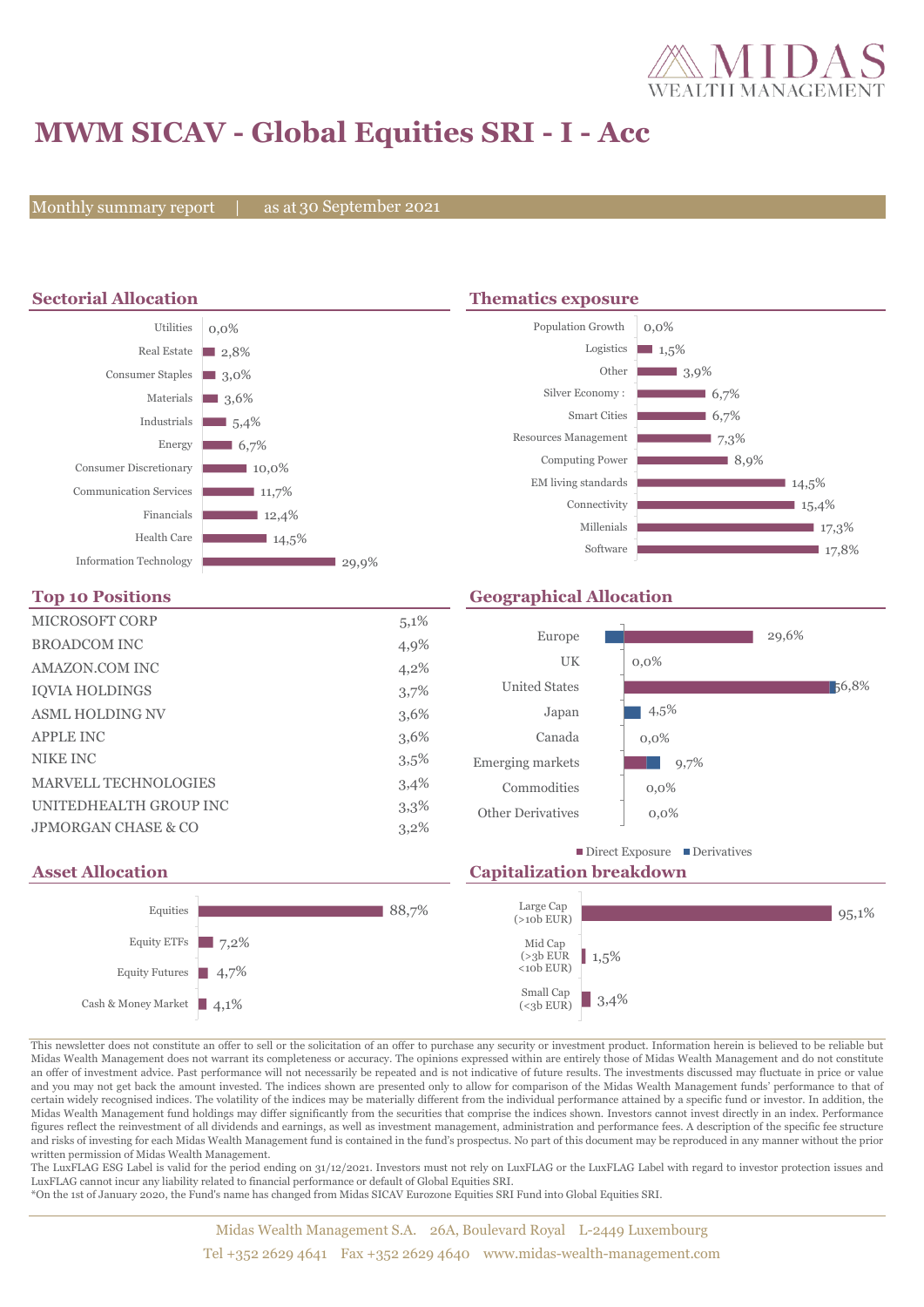# MWM SICAV - Global Equities SRI - I - Acc

Monthly summary report | as at 30 September 2021

## Sectorial Allocation

Utilities 0,0%
Real Estate 2,8%
Consumer Staples 3,0%
Materials 3,6%
Industrials 5,4%
Energy 6,7%
Consumer Discretionary 10,0%
Communication Services 11,7%
Financials 12,4%
Health Care 14,5%
Information Technology 29,9%

## Thematics exposure

Population Growth 0,0%
Logistics 1,5%
Other 3,9%
Silver Economy : 6,7%
Smart Cities 6,7%
Resources Management 7,3%
Computing Power 8,9%
EM living standards 14,5%
Connectivity 15,4%
Millenials 17,3%
Software 17,8%

## Top 10 Positions

| | |
|---|---|
| MICROSOFT CORP | 5,1% |
| BROADCOM INC | 4,9% |
| AMAZON.COM INC | 4,2% |
| IQVIA HOLDINGS | 3,7% |
| ASML HOLDING NV | 3,6% |
| APPLE INC | 3,6% |
| NIKE INC | 3,5% |
| MARVELL TECHNOLOGIES | 3,4% |
| UNITEDHEALTH GROUP INC | 3,3% |
| JPMORGAN CHASE & CO | 3,2% |

## Geographical Allocation

Europe 29,6%
UK 0,0%
United States 56,8%
Japan 4,5%
Canada 0,0%
Emerging markets 9,7%
Commodities 0,0%
Other Derivatives 0,0%

Direct Exposure
Derivatives

## Asset Allocation

Equities 88,7%
Equity ETFs 7,2%
Equity Futures 4,7%
Cash & Money Market 4,1%

## Capitalization breakdown

Large Cap (>10b EUR) 95,1%
Mid Cap (>3b EUR <10b EUR) 1,5%
Small Cap (<3b EUR) 3,4%

This newsletter does not constitute an offer to sell or the solicitation of an offer to purchase any security or investment product. Information herein is believed to be reliable but Midas Wealth Management does not warrant its completeness or accuracy. The opinions expressed within are entirely those of Midas Wealth Management and do not constitute an offer of investment advice. Past performance will not necessarily be repeated and is not indicative of future results. The investments discussed may fluctuate in price or value and you may not get back the amount invested. The indices shown are presented only to allow for comparison of the Midas Wealth Management funds' performance to that of certain widely recognised indices. The volatility of the indices may be materially different from the individual performance attained by a specific fund or investor. In addition, the Midas Wealth Management fund holdings may differ significantly from the securities that comprise the indices shown. Investors cannot invest directly in an index. Performance figures reflect the reinvestment of all dividends and earnings, as well as investment management, administration and performance fees. A description of the specific fee structure and risks of investing for each Midas Wealth Management fund is contained in the fund's prospectus. No part of this document may be reproduced in any manner without the prior written permission of Midas Wealth Management.
The LuxFLAG ESG Label is valid for the period ending on 31/12/2021. Investors must not rely on LuxFLAG or the LuxFLAG Label with regard to investor protection issues and LuxFLAG cannot incur any liability related to financial performance or default of Global Equities SRI.
*On the 1st of January 2020, the Fund's name has changed from Midas SICAV Eurozone Equities SRI Fund into Global Equities SRI.

Midas Wealth Management S.A. 26A, Boulevard Royal L-2449 Luxembourg
Tel +352 2629 4641 Fax +352 2629 4640 www.midas-wealth-management.com